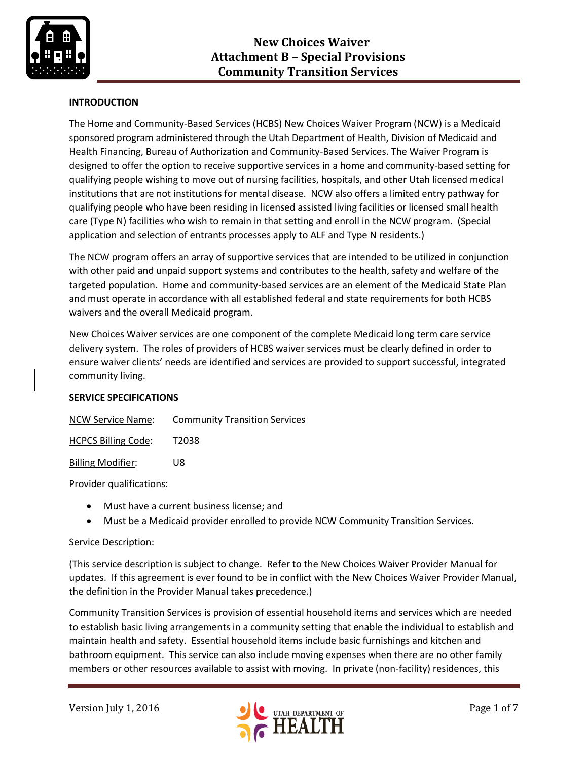# New Choices Waiver
# Attachment B – Special Provisions
# Community Transition Services

**INTRODUCTION**

The Home and Community-Based Services (HCBS) New Choices Waiver Program (NCW) is a Medicaid sponsored program administered through the Utah Department of Health, Division of Medicaid and Health Financing, Bureau of Authorization and Community-Based Services. The Waiver Program is designed to offer the option to receive supportive services in a home and community-based setting for qualifying people wishing to move out of nursing facilities, hospitals, and other Utah licensed medical institutions that are not institutions for mental disease. NCW also offers a limited entry pathway for qualifying people who have been residing in licensed assisted living facilities or licensed small health care (Type N) facilities who wish to remain in that setting and enroll in the NCW program. (Special application and selection of entrants processes apply to ALF and Type N residents.)

The NCW program offers an array of supportive services that are intended to be utilized in conjunction with other paid and unpaid support systems and contributes to the health, safety and welfare of the targeted population. Home and community-based services are an element of the Medicaid State Plan and must operate in accordance with all established federal and state requirements for both HCBS waivers and the overall Medicaid program.

New Choices Waiver services are one component of the complete Medicaid long term care service delivery system. The roles of providers of HCBS waiver services must be clearly defined in order to ensure waiver clients' needs are identified and services are provided to support successful, integrated community living.

**SERVICE SPECIFICATIONS**

NCW Service Name: Community Transition Services

HCPCS Billing Code: T2038

Billing Modifier: U8

Provider qualifications:

- Must have a current business license; and
- Must be a Medicaid provider enrolled to provide NCW Community Transition Services.

Service Description:

(This service description is subject to change. Refer to the New Choices Waiver Provider Manual for updates. If this agreement is ever found to be in conflict with the New Choices Waiver Provider Manual, the definition in the Provider Manual takes precedence.)

Community Transition Services is provision of essential household items and services which are needed to establish basic living arrangements in a community setting that enable the individual to establish and maintain health and safety. Essential household items include basic furnishings and kitchen and bathroom equipment. This service can also include moving expenses when there are no other family members or other resources available to assist with moving. In private (non-facility) residences, this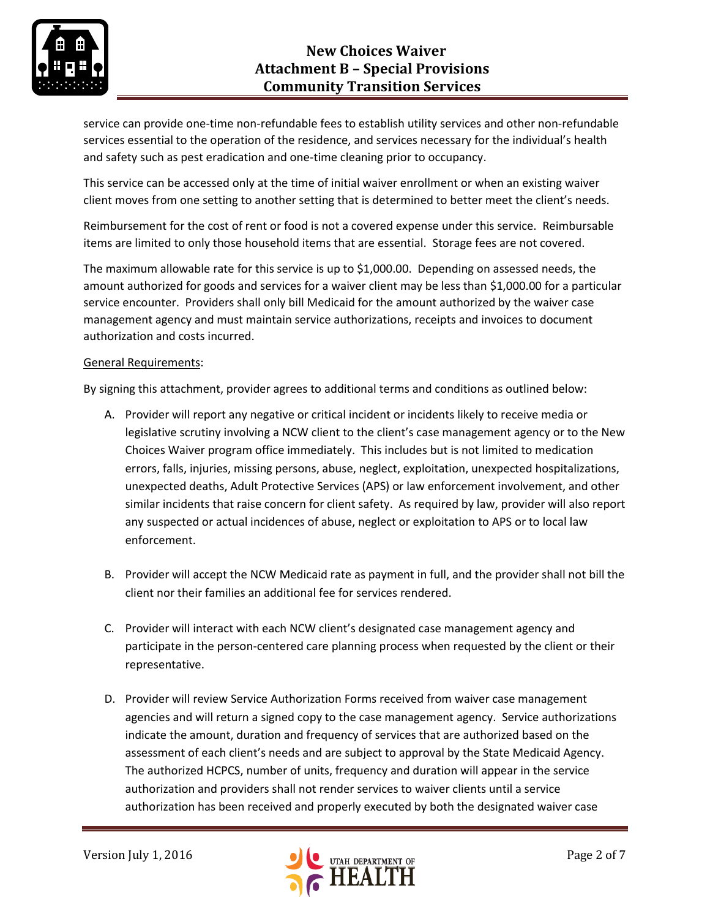service can provide one-time non-refundable fees to establish utility services and other non-refundable services essential to the operation of the residence, and services necessary for the individual's health and safety such as pest eradication and one-time cleaning prior to occupancy.

This service can be accessed only at the time of initial waiver enrollment or when an existing waiver client moves from one setting to another setting that is determined to better meet the client's needs.

Reimbursement for the cost of rent or food is not a covered expense under this service. Reimbursable items are limited to only those household items that are essential. Storage fees are not covered.

The maximum allowable rate for this service is up to $1,000.00. Depending on assessed needs, the amount authorized for goods and services for a waiver client may be less than $1,000.00 for a particular service encounter. Providers shall only bill Medicaid for the amount authorized by the waiver case management agency and must maintain service authorizations, receipts and invoices to document authorization and costs incurred.

General Requirements:

By signing this attachment, provider agrees to additional terms and conditions as outlined below:

A. Provider will report any negative or critical incident or incidents likely to receive media or legislative scrutiny involving a NCW client to the client's case management agency or to the New Choices Waiver program office immediately. This includes but is not limited to medication errors, falls, injuries, missing persons, abuse, neglect, exploitation, unexpected hospitalizations, unexpected deaths, Adult Protective Services (APS) or law enforcement involvement, and other similar incidents that raise concern for client safety. As required by law, provider will also report any suspected or actual incidences of abuse, neglect or exploitation to APS or to local law enforcement.

B. Provider will accept the NCW Medicaid rate as payment in full, and the provider shall not bill the client nor their families an additional fee for services rendered.

C. Provider will interact with each NCW client's designated case management agency and participate in the person-centered care planning process when requested by the client or their representative.

D. Provider will review Service Authorization Forms received from waiver case management agencies and will return a signed copy to the case management agency. Service authorizations indicate the amount, duration and frequency of services that are authorized based on the assessment of each client's needs and are subject to approval by the State Medicaid Agency. The authorized HCPCS, number of units, frequency and duration will appear in the service authorization and providers shall not render services to waiver clients until a service authorization has been received and properly executed by both the designated waiver case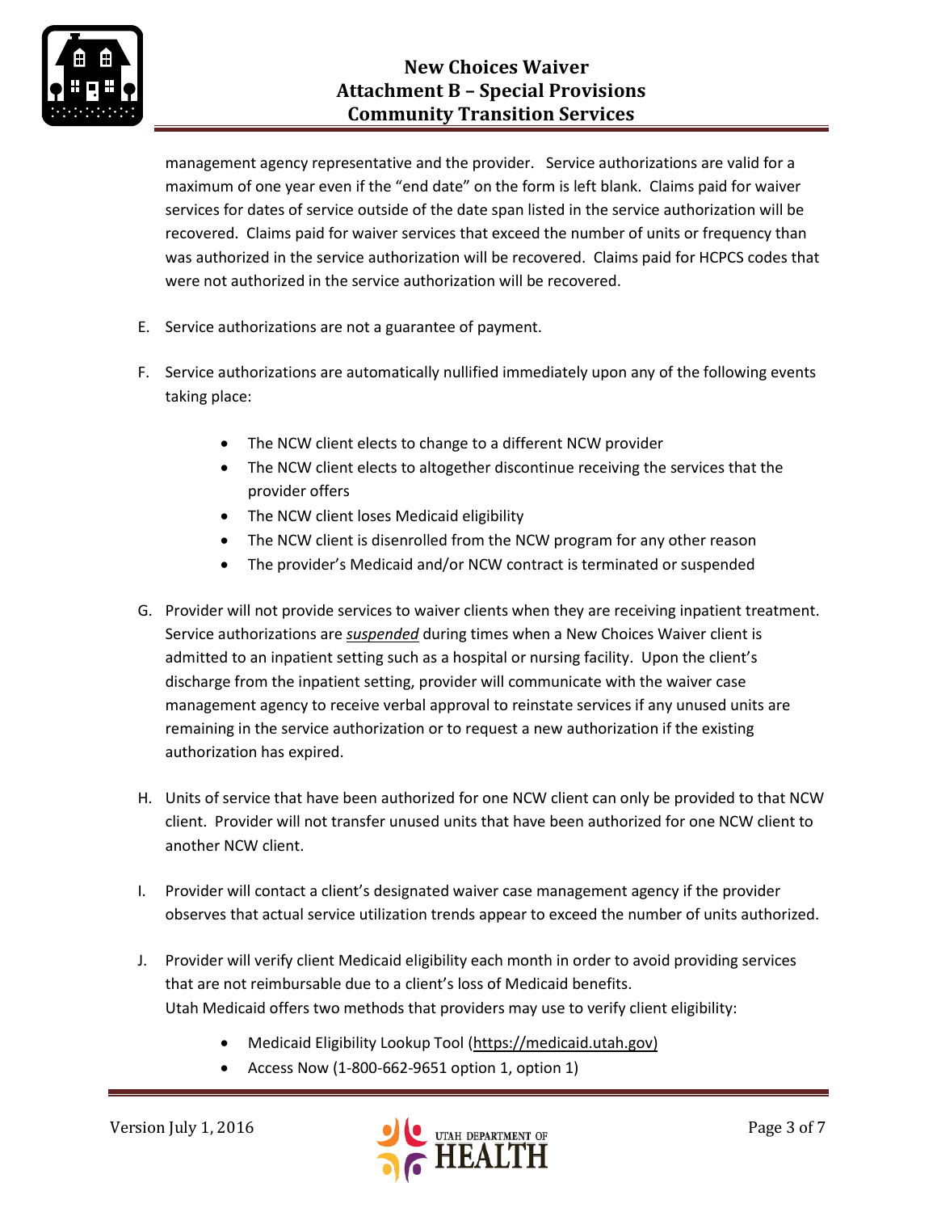management agency representative and the provider. Service authorizations are valid for a maximum of one year even if the "end date" on the form is left blank. Claims paid for waiver services for dates of service outside of the date span listed in the service authorization will be recovered. Claims paid for waiver services that exceed the number of units or frequency than was authorized in the service authorization will be recovered. Claims paid for HCPCS codes that were not authorized in the service authorization will be recovered.

E. Service authorizations are not a guarantee of payment.

F. Service authorizations are automatically nullified immediately upon any of the following events taking place:

   - The NCW client elects to change to a different NCW provider
   - The NCW client elects to altogether discontinue receiving the services that the provider offers
   - The NCW client loses Medicaid eligibility
   - The NCW client is disenrolled from the NCW program for any other reason
   - The provider's Medicaid and/or NCW contract is terminated or suspended

G. Provider will not provide services to waiver clients when they are receiving inpatient treatment. Service authorizations are ***suspended*** during times when a New Choices Waiver client is admitted to an inpatient setting such as a hospital or nursing facility. Upon the client's discharge from the inpatient setting, provider will communicate with the waiver case management agency to receive verbal approval to reinstate services if any unused units are remaining in the service authorization or to request a new authorization if the existing authorization has expired.

H. Units of service that have been authorized for one NCW client can only be provided to that NCW client. Provider will not transfer unused units that have been authorized for one NCW client to another NCW client.

I. Provider will contact a client's designated waiver case management agency if the provider observes that actual service utilization trends appear to exceed the number of units authorized.

J. Provider will verify client Medicaid eligibility each month in order to avoid providing services that are not reimbursable due to a client's loss of Medicaid benefits.
   Utah Medicaid offers two methods that providers may use to verify client eligibility:

   - Medicaid Eligibility Lookup Tool (https://medicaid.utah.gov)
   - Access Now (1-800-662-9651 option 1, option 1)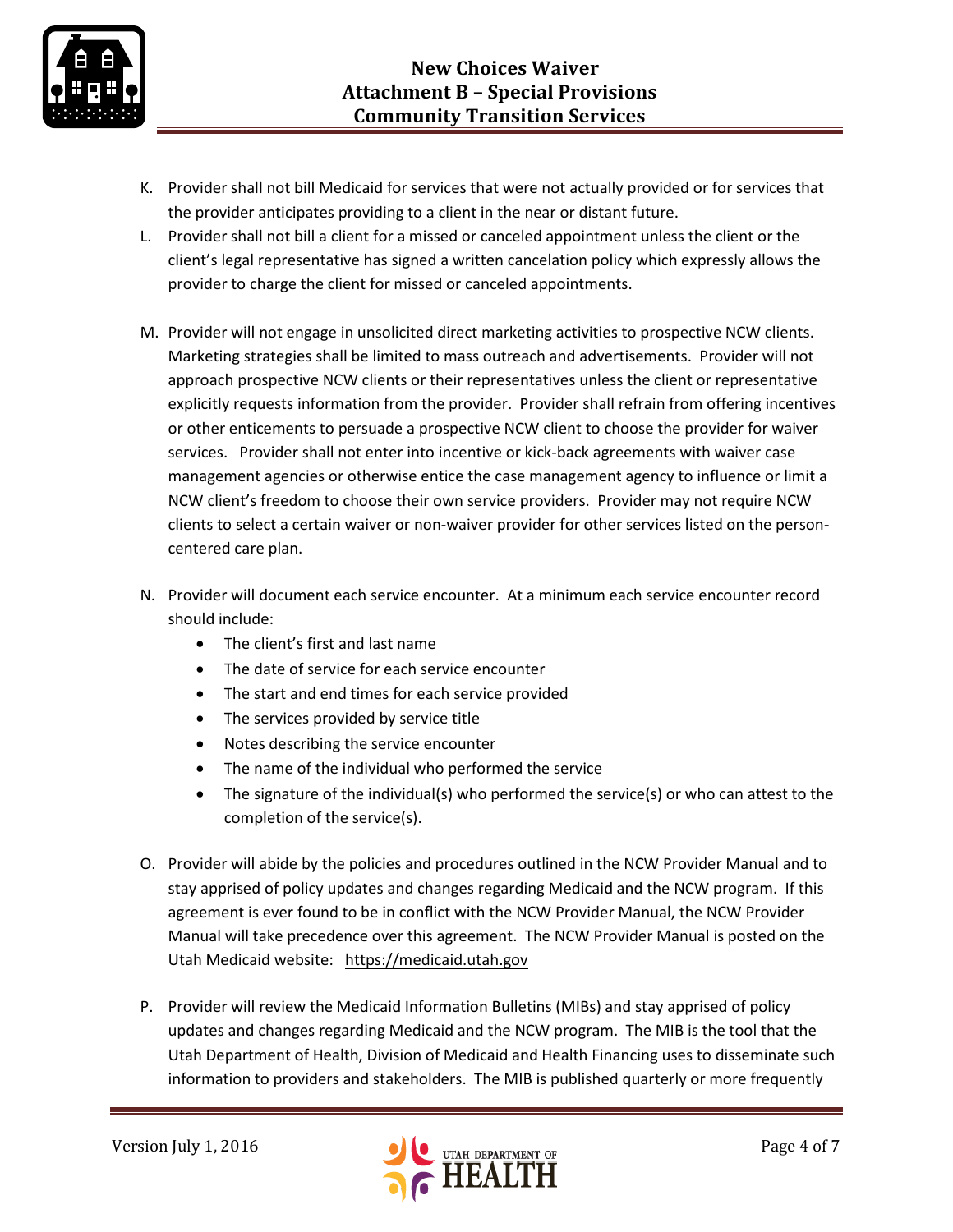K. Provider shall not bill Medicaid for services that were not actually provided or for services that the provider anticipates providing to a client in the near or distant future.

L. Provider shall not bill a client for a missed or canceled appointment unless the client or the client's legal representative has signed a written cancelation policy which expressly allows the provider to charge the client for missed or canceled appointments.

M. Provider will not engage in unsolicited direct marketing activities to prospective NCW clients. Marketing strategies shall be limited to mass outreach and advertisements. Provider will not approach prospective NCW clients or their representatives unless the client or representative explicitly requests information from the provider. Provider shall refrain from offering incentives or other enticements to persuade a prospective NCW client to choose the provider for waiver services. Provider shall not enter into incentive or kick-back agreements with waiver case management agencies or otherwise entice the case management agency to influence or limit a NCW client's freedom to choose their own service providers. Provider may not require NCW clients to select a certain waiver or non-waiver provider for other services listed on the person-centered care plan.

N. Provider will document each service encounter. At a minimum each service encounter record should include:
   - The client's first and last name
   - The date of service for each service encounter
   - The start and end times for each service provided
   - The services provided by service title
   - Notes describing the service encounter
   - The name of the individual who performed the service
   - The signature of the individual(s) who performed the service(s) or who can attest to the completion of the service(s).

O. Provider will abide by the policies and procedures outlined in the NCW Provider Manual and to stay apprised of policy updates and changes regarding Medicaid and the NCW program. If this agreement is ever found to be in conflict with the NCW Provider Manual, the NCW Provider Manual will take precedence over this agreement. The NCW Provider Manual is posted on the Utah Medicaid website: https://medicaid.utah.gov

P. Provider will review the Medicaid Information Bulletins (MIBs) and stay apprised of policy updates and changes regarding Medicaid and the NCW program. The MIB is the tool that the Utah Department of Health, Division of Medicaid and Health Financing uses to disseminate such information to providers and stakeholders. The MIB is published quarterly or more frequently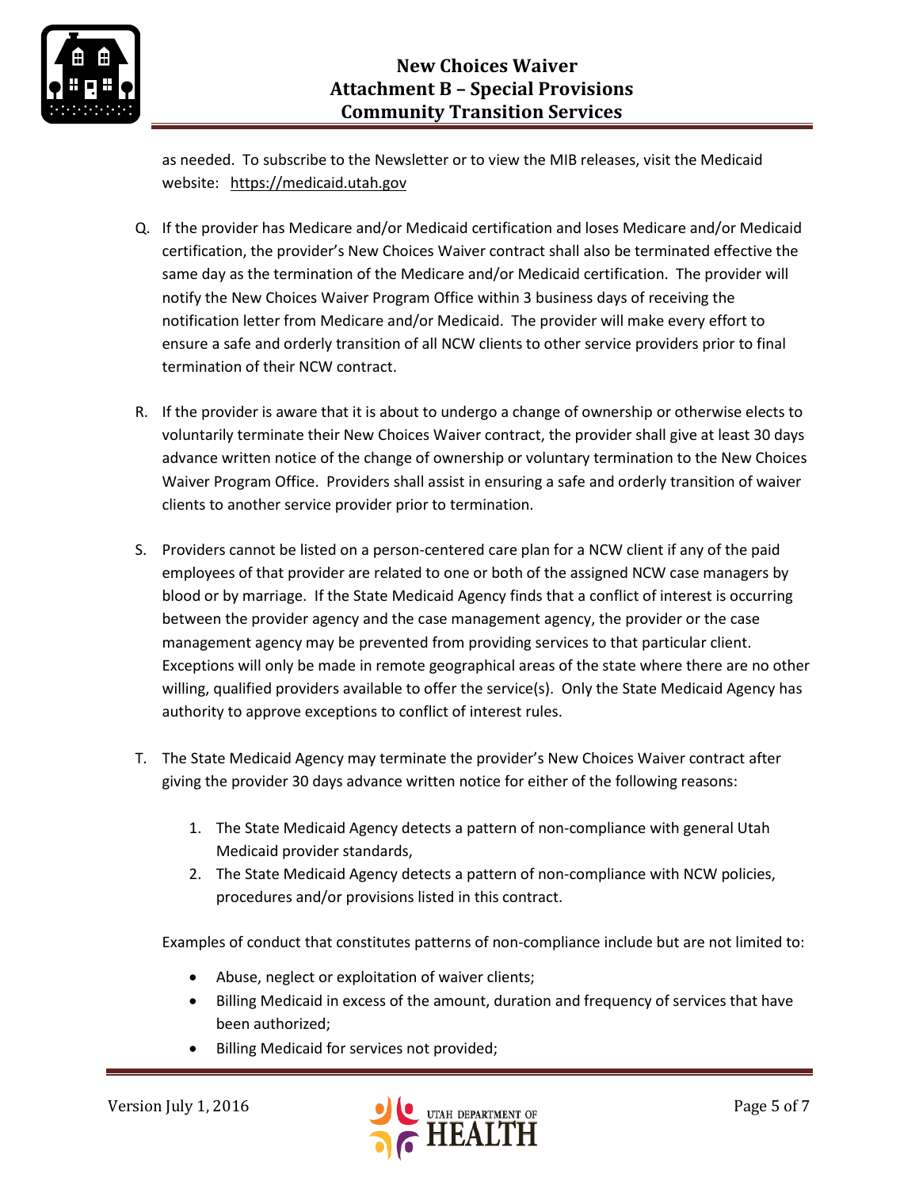as needed. To subscribe to the Newsletter or to view the MIB releases, visit the Medicaid website: https://medicaid.utah.gov

Q. If the provider has Medicare and/or Medicaid certification and loses Medicare and/or Medicaid certification, the provider's New Choices Waiver contract shall also be terminated effective the same day as the termination of the Medicare and/or Medicaid certification. The provider will notify the New Choices Waiver Program Office within 3 business days of receiving the notification letter from Medicare and/or Medicaid. The provider will make every effort to ensure a safe and orderly transition of all NCW clients to other service providers prior to final termination of their NCW contract.

R. If the provider is aware that it is about to undergo a change of ownership or otherwise elects to voluntarily terminate their New Choices Waiver contract, the provider shall give at least 30 days advance written notice of the change of ownership or voluntary termination to the New Choices Waiver Program Office. Providers shall assist in ensuring a safe and orderly transition of waiver clients to another service provider prior to termination.

S. Providers cannot be listed on a person-centered care plan for a NCW client if any of the paid employees of that provider are related to one or both of the assigned NCW case managers by blood or by marriage. If the State Medicaid Agency finds that a conflict of interest is occurring between the provider agency and the case management agency, the provider or the case management agency may be prevented from providing services to that particular client. Exceptions will only be made in remote geographical areas of the state where there are no other willing, qualified providers available to offer the service(s). Only the State Medicaid Agency has authority to approve exceptions to conflict of interest rules.

T. The State Medicaid Agency may terminate the provider's New Choices Waiver contract after giving the provider 30 days advance written notice for either of the following reasons:

   1. The State Medicaid Agency detects a pattern of non-compliance with general Utah Medicaid provider standards,
   2. The State Medicaid Agency detects a pattern of non-compliance with NCW policies, procedures and/or provisions listed in this contract.

   Examples of conduct that constitutes patterns of non-compliance include but are not limited to:

   - Abuse, neglect or exploitation of waiver clients;
   - Billing Medicaid in excess of the amount, duration and frequency of services that have been authorized;
   - Billing Medicaid for services not provided;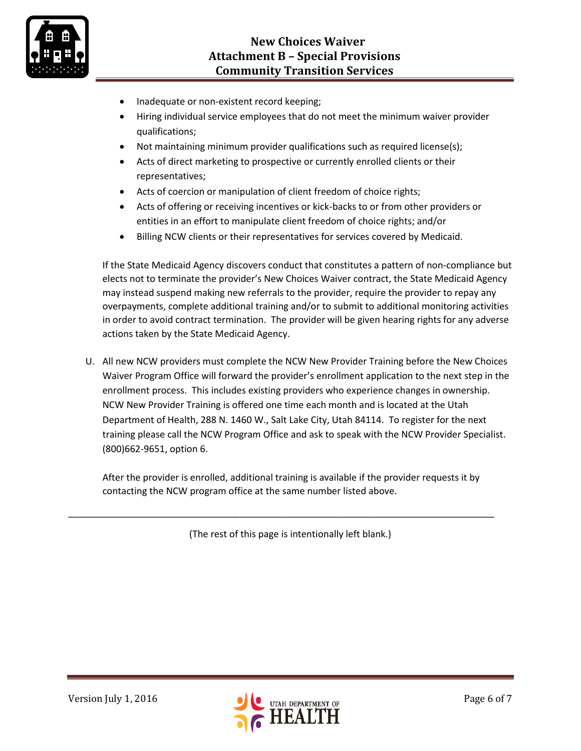- Inadequate or non-existent record keeping;
- Hiring individual service employees that do not meet the minimum waiver provider qualifications;
- Not maintaining minimum provider qualifications such as required license(s);
- Acts of direct marketing to prospective or currently enrolled clients or their representatives;
- Acts of coercion or manipulation of client freedom of choice rights;
- Acts of offering or receiving incentives or kick-backs to or from other providers or entities in an effort to manipulate client freedom of choice rights; and/or
- Billing NCW clients or their representatives for services covered by Medicaid.

If the State Medicaid Agency discovers conduct that constitutes a pattern of non-compliance but elects not to terminate the provider's New Choices Waiver contract, the State Medicaid Agency may instead suspend making new referrals to the provider, require the provider to repay any overpayments, complete additional training and/or to submit to additional monitoring activities in order to avoid contract termination. The provider will be given hearing rights for any adverse actions taken by the State Medicaid Agency.

U. All new NCW providers must complete the NCW New Provider Training before the New Choices Waiver Program Office will forward the provider's enrollment application to the next step in the enrollment process. This includes existing providers who experience changes in ownership. NCW New Provider Training is offered one time each month and is located at the Utah Department of Health, 288 N. 1460 W., Salt Lake City, Utah 84114. To register for the next training please call the NCW Program Office and ask to speak with the NCW Provider Specialist. (800)662-9651, option 6.

After the provider is enrolled, additional training is available if the provider requests it by contacting the NCW program office at the same number listed above.

---

(The rest of this page is intentionally left blank.)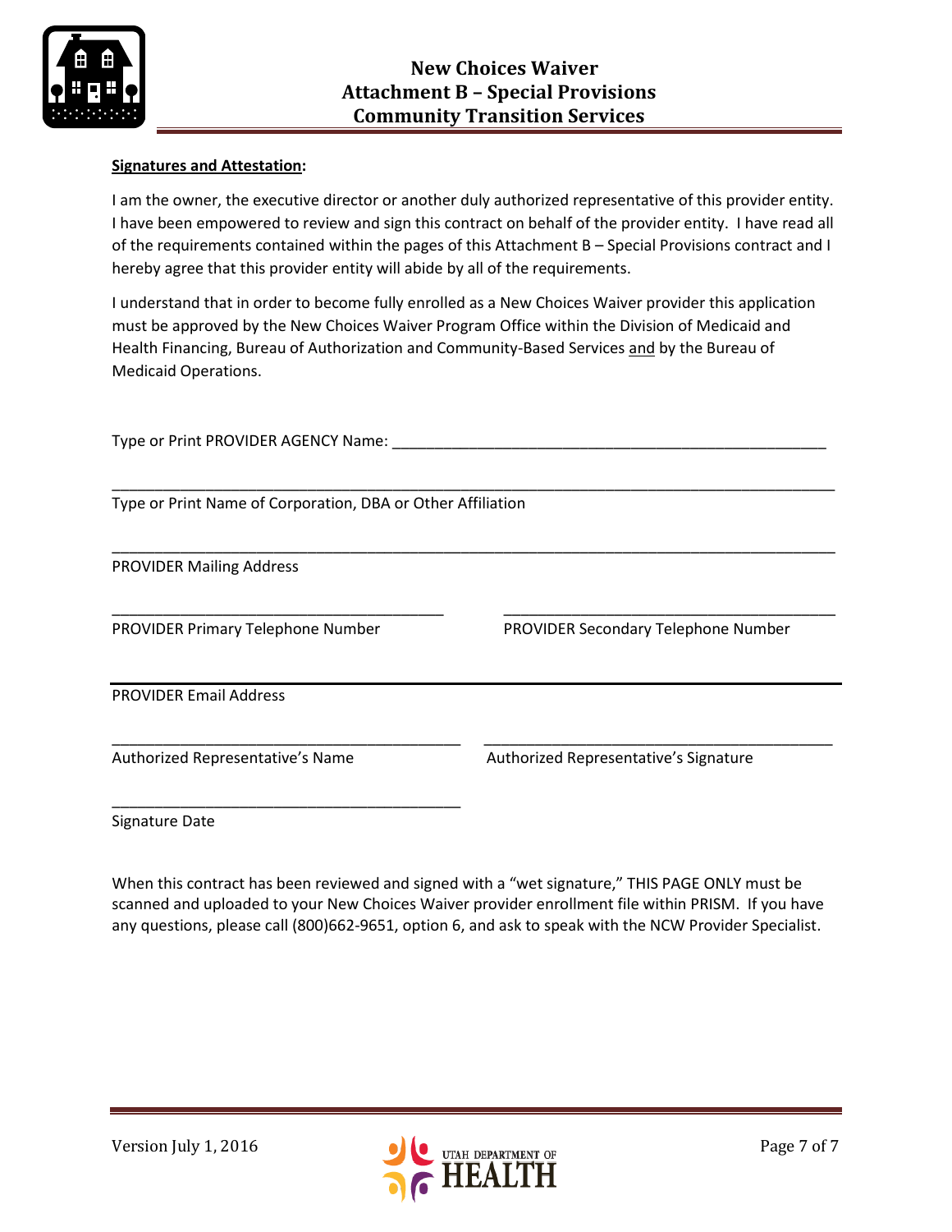**Signatures and Attestation:**

I am the owner, the executive director or another duly authorized representative of this provider entity. I have been empowered to review and sign this contract on behalf of the provider entity. I have read all of the requirements contained within the pages of this Attachment B – Special Provisions contract and I hereby agree that this provider entity will abide by all of the requirements.

I understand that in order to become fully enrolled as a New Choices Waiver provider this application must be approved by the New Choices Waiver Program Office within the Division of Medicaid and Health Financing, Bureau of Authorization and Community-Based Services and by the Bureau of Medicaid Operations.

Type or Print PROVIDER AGENCY Name: ______________________________________________________

_______________________________________________________________________________

Type or Print Name of Corporation, DBA or Other Affiliation

_______________________________________________________________________________

PROVIDER Mailing Address

________________________________________ ________________________________________

PROVIDER Primary Telephone Number PROVIDER Secondary Telephone Number

_______________________________________________________________________________

PROVIDER Email Address

__________________________________________ __________________________________________

Authorized Representative's Name Authorized Representative's Signature

__________________________________________

Signature Date

When this contract has been reviewed and signed with a "wet signature," THIS PAGE ONLY must be scanned and uploaded to your New Choices Waiver provider enrollment file within PRISM. If you have any questions, please call (800)662-9651, option 6, and ask to speak with the NCW Provider Specialist.